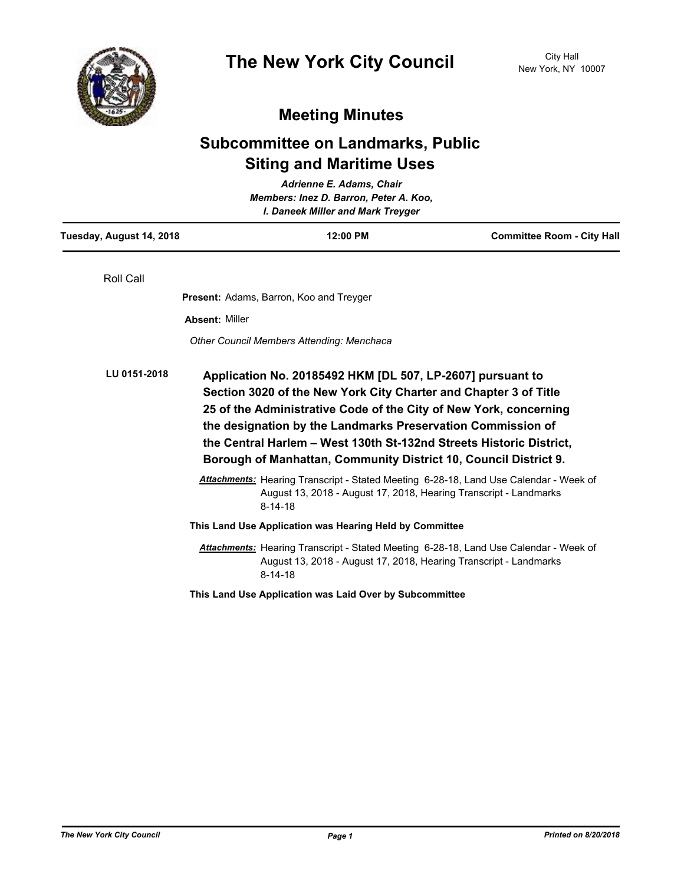# The New York City Council

City Hall
New York, NY 10007

## Meeting Minutes

## Subcommittee on Landmarks, Public Siting and Maritime Uses

*Adrienne E. Adams, Chair*
*Members: Inez D. Barron, Peter A. Koo, I. Daneek Miller and Mark Treyger*

**Tuesday, August 14, 2018** | **12:00 PM** | **Committee Room - City Hall**

---

Roll Call

**Present:** Adams, Barron, Koo and Treyger

**Absent:** Miller

*Other Council Members Attending: Menchaca*

**LU 0151-2018**

**Application No. 20185492 HKM [DL 507, LP-2607] pursuant to Section 3020 of the New York City Charter and Chapter 3 of Title 25 of the Administrative Code of the City of New York, concerning the designation by the Landmarks Preservation Commission of the Central Harlem – West 130th St-132nd Streets Historic District, Borough of Manhattan, Community District 10, Council District 9.**

***Attachments:*** Hearing Transcript - Stated Meeting 6-28-18, Land Use Calendar - Week of August 13, 2018 - August 17, 2018, Hearing Transcript - Landmarks 8-14-18

**This Land Use Application was Hearing Held by Committee**

***Attachments:*** Hearing Transcript - Stated Meeting 6-28-18, Land Use Calendar - Week of August 13, 2018 - August 17, 2018, Hearing Transcript - Landmarks 8-14-18

**This Land Use Application was Laid Over by Subcommittee**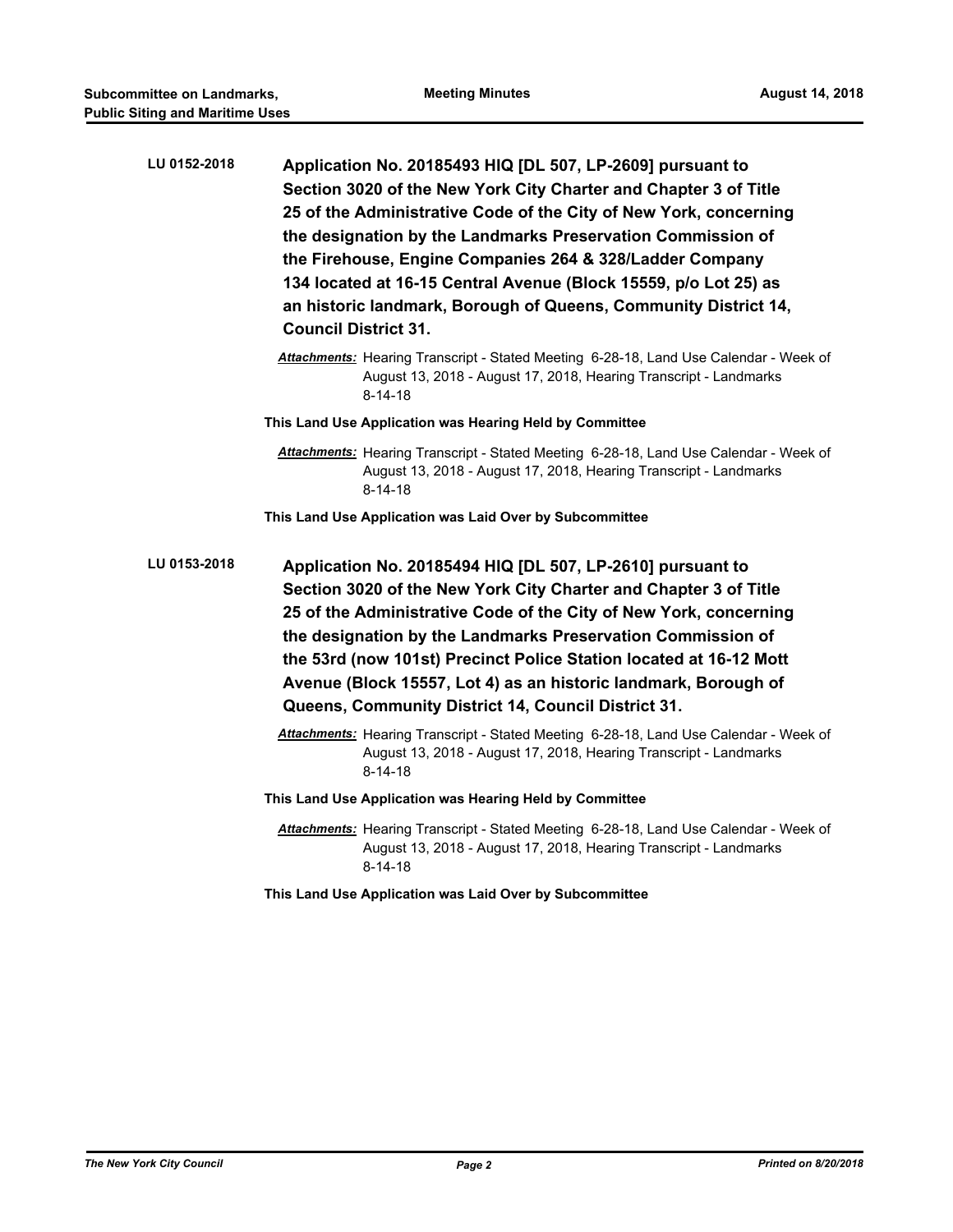**LU 0152-2018** **Application No. 20185493 HIQ [DL 507, LP-2609] pursuant to Section 3020 of the New York City Charter and Chapter 3 of Title 25 of the Administrative Code of the City of New York, concerning the designation by the Landmarks Preservation Commission of the Firehouse, Engine Companies 264 & 328/Ladder Company 134 located at 16-15 Central Avenue (Block 15559, p/o Lot 25) as an historic landmark, Borough of Queens, Community District 14, Council District 31.**

***Attachments:*** Hearing Transcript - Stated Meeting 6-28-18, Land Use Calendar - Week of August 13, 2018 - August 17, 2018, Hearing Transcript - Landmarks 8-14-18

**This Land Use Application was Hearing Held by Committee**

***Attachments:*** Hearing Transcript - Stated Meeting 6-28-18, Land Use Calendar - Week of August 13, 2018 - August 17, 2018, Hearing Transcript - Landmarks 8-14-18

**This Land Use Application was Laid Over by Subcommittee**

**LU 0153-2018** **Application No. 20185494 HIQ [DL 507, LP-2610] pursuant to Section 3020 of the New York City Charter and Chapter 3 of Title 25 of the Administrative Code of the City of New York, concerning the designation by the Landmarks Preservation Commission of the 53rd (now 101st) Precinct Police Station located at 16-12 Mott Avenue (Block 15557, Lot 4) as an historic landmark, Borough of Queens, Community District 14, Council District 31.**

***Attachments:*** Hearing Transcript - Stated Meeting 6-28-18, Land Use Calendar - Week of August 13, 2018 - August 17, 2018, Hearing Transcript - Landmarks 8-14-18

**This Land Use Application was Hearing Held by Committee**

***Attachments:*** Hearing Transcript - Stated Meeting 6-28-18, Land Use Calendar - Week of August 13, 2018 - August 17, 2018, Hearing Transcript - Landmarks 8-14-18

**This Land Use Application was Laid Over by Subcommittee**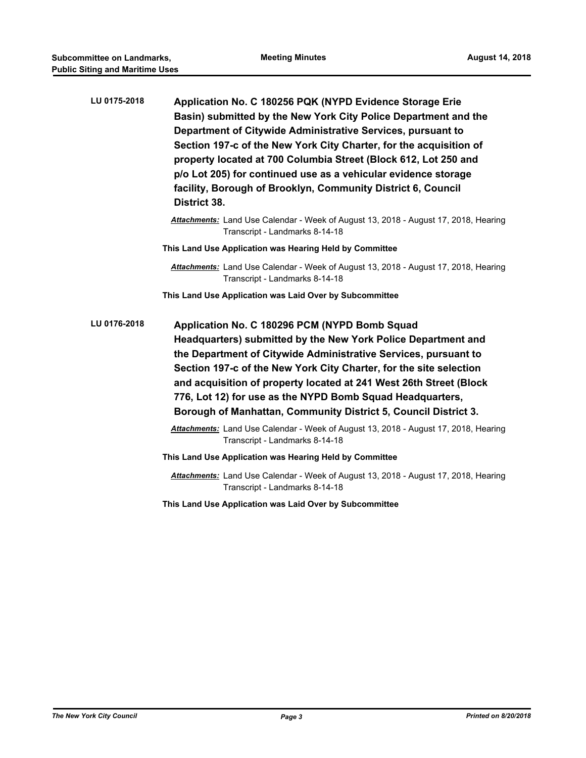**LU 0175-2018** **Application No. C 180256 PQK (NYPD Evidence Storage Erie Basin) submitted by the New York City Police Department and the Department of Citywide Administrative Services, pursuant to Section 197-c of the New York City Charter, for the acquisition of property located at 700 Columbia Street (Block 612, Lot 250 and p/o Lot 205) for continued use as a vehicular evidence storage facility, Borough of Brooklyn, Community District 6, Council District 38.**

***Attachments:*** Land Use Calendar - Week of August 13, 2018 - August 17, 2018, Hearing Transcript - Landmarks 8-14-18

**This Land Use Application was Hearing Held by Committee**

***Attachments:*** Land Use Calendar - Week of August 13, 2018 - August 17, 2018, Hearing Transcript - Landmarks 8-14-18

**This Land Use Application was Laid Over by Subcommittee**

**LU 0176-2018** **Application No. C 180296 PCM (NYPD Bomb Squad Headquarters) submitted by the New York Police Department and the Department of Citywide Administrative Services, pursuant to Section 197-c of the New York City Charter, for the site selection and acquisition of property located at 241 West 26th Street (Block 776, Lot 12) for use as the NYPD Bomb Squad Headquarters, Borough of Manhattan, Community District 5, Council District 3.**

***Attachments:*** Land Use Calendar - Week of August 13, 2018 - August 17, 2018, Hearing Transcript - Landmarks 8-14-18

**This Land Use Application was Hearing Held by Committee**

***Attachments:*** Land Use Calendar - Week of August 13, 2018 - August 17, 2018, Hearing Transcript - Landmarks 8-14-18

**This Land Use Application was Laid Over by Subcommittee**